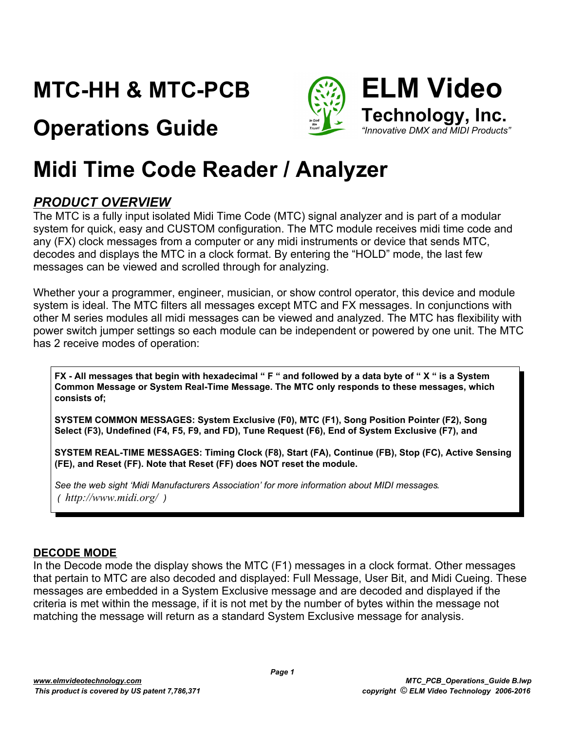# MTC-HH & MTC-PCB

# Operations Guide

**ELM Video**
**Technology, Inc.**
*"Innovative DMX and MIDI Products"*

# Midi Time Code Reader / Analyzer

## *PRODUCT OVERVIEW*

The MTC is a fully input isolated Midi Time Code (MTC) signal analyzer and is part of a modular system for quick, easy and CUSTOM configuration. The MTC module receives midi time code and any (FX) clock messages from a computer or any midi instruments or device that sends MTC, decodes and displays the MTC in a clock format. By entering the "HOLD" mode, the last few messages can be viewed and scrolled through for analyzing.

Whether your a programmer, engineer, musician, or show control operator, this device and module system is ideal. The MTC filters all messages except MTC and FX messages. In conjunctions with other M series modules all midi messages can be viewed and analyzed. The MTC has flexibility with power switch jumper settings so each module can be independent or powered by one unit. The MTC has 2 receive modes of operation:

**FX - All messages that begin with hexadecimal " F " and followed by a data byte of " X " is a System Common Message or System Real-Time Message. The MTC only responds to these messages, which consists of;**

**SYSTEM COMMON MESSAGES: System Exclusive (F0), MTC (F1), Song Position Pointer (F2), Song Select (F3), Undefined (F4, F5, F9, and FD), Tune Request (F6), End of System Exclusive (F7), and**

**SYSTEM REAL-TIME MESSAGES: Timing Clock (F8), Start (FA), Continue (FB), Stop (FC), Active Sensing (FE), and Reset (FF). Note that Reset (FF) does NOT reset the module.**

*See the web sight 'Midi Manufacturers Association' for more information about MIDI messages.*
*( http://www.midi.org/ )*

## DECODE MODE

In the Decode mode the display shows the MTC (F1) messages in a clock format. Other messages that pertain to MTC are also decoded and displayed: Full Message, User Bit, and Midi Cueing. These messages are embedded in a System Exclusive message and are decoded and displayed if the criteria is met within the message, if it is not met by the number of bytes within the message not matching the message will return as a standard System Exclusive message for analysis.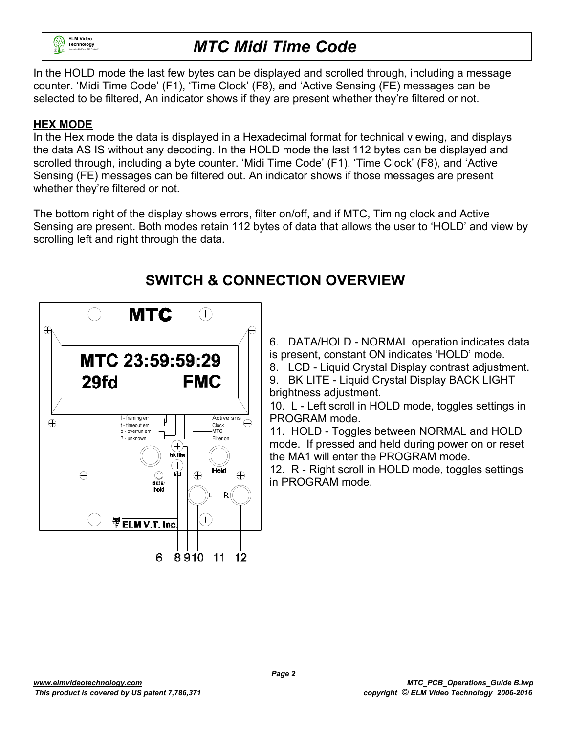In the HOLD mode the last few bytes can be displayed and scrolled through, including a message counter. 'Midi Time Code' (F1), 'Time Clock' (F8), and 'Active Sensing (FE) messages can be selected to be filtered, An indicator shows if they are present whether they're filtered or not.

**HEX MODE**

In the Hex mode the data is displayed in a Hexadecimal format for technical viewing, and displays the data AS IS without any decoding. In the HOLD mode the last 112 bytes can be displayed and scrolled through, including a byte counter. 'Midi Time Code' (F1), 'Time Clock' (F8), and 'Active Sensing (FE) messages can be filtered out. An indicator shows if those messages are present whether they're filtered or not.

The bottom right of the display shows errors, filter on/off, and if MTC, Timing clock and Active Sensing are present. Both modes retain 112 bytes of data that allows the user to 'HOLD' and view by scrolling left and right through the data.

## SWITCH & CONNECTION OVERVIEW

MTC

MTC 23:59:59:29
29fd FMC

f - framing err
t - timeout err
o - overrun err
? - unknown

Active sns
Clock
MTC
Filter on

bk lite
lcd
data/hold
Hold
L R

ELM V.T. Inc.

6 8 9 10 11 12

6. DATA/HOLD - NORMAL operation indicates data is present, constant ON indicates 'HOLD' mode.
8. LCD - Liquid Crystal Display contrast adjustment.
9. BK LITE - Liquid Crystal Display BACK LIGHT brightness adjustment.
10. L - Left scroll in HOLD mode, toggles settings in PROGRAM mode.
11. HOLD - Toggles between NORMAL and HOLD mode. If pressed and held during power on or reset the MA1 will enter the PROGRAM mode.
12. R - Right scroll in HOLD mode, toggles settings in PROGRAM mode.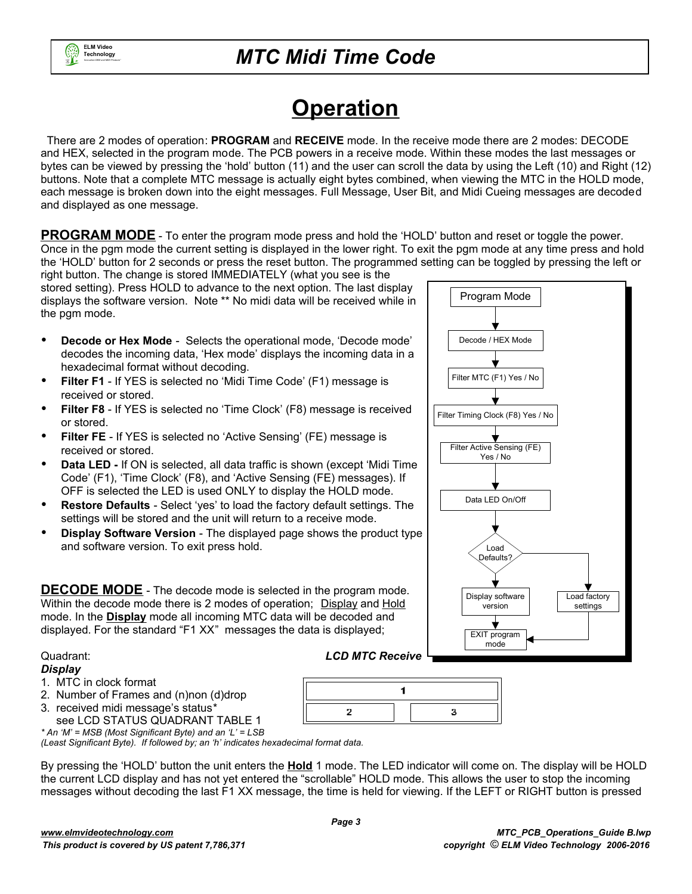# Operation

There are 2 modes of operation: **PROGRAM** and **RECEIVE** mode. In the receive mode there are 2 modes: DECODE and HEX, selected in the program mode. The PCB powers in a receive mode. Within these modes the last messages or bytes can be viewed by pressing the 'hold' button (11) and the user can scroll the data by using the Left (10) and Right (12) buttons. Note that a complete MTC message is actually eight bytes combined, when viewing the MTC in the HOLD mode, each message is broken down into the eight messages. Full Message, User Bit, and Midi Cueing messages are decoded and displayed as one message.

**PROGRAM MODE** - To enter the program mode press and hold the 'HOLD' button and reset or toggle the power. Once in the pgm mode the current setting is displayed in the lower right. To exit the pgm mode at any time press and hold the 'HOLD' button for 2 seconds or press the reset button. The programmed setting can be toggled by pressing the left or right button. The change is stored IMMEDIATELY (what you see is the stored setting). Press HOLD to advance to the next option. The last display displays the software version. Note ** No midi data will be received while in the pgm mode.

- **Decode or Hex Mode** - Selects the operational mode, 'Decode mode' decodes the incoming data, 'Hex mode' displays the incoming data in a hexadecimal format without decoding.
- **Filter F1** - If YES is selected no 'Midi Time Code' (F1) message is received or stored.
- **Filter F8** - If YES is selected no 'Time Clock' (F8) message is received or stored.
- **Filter FE** - If YES is selected no 'Active Sensing' (FE) message is received or stored.
- **Data LED -** If ON is selected, all data traffic is shown (except 'Midi Time Code' (F1), 'Time Clock' (F8), and 'Active Sensing (FE) messages). If OFF is selected the LED is used ONLY to display the HOLD mode.
- **Restore Defaults** - Select 'yes' to load the factory default settings. The settings will be stored and the unit will return to a receive mode.
- **Display Software Version** - The displayed page shows the product type and software version. To exit press hold.

Program Mode → Decode / HEX Mode → Filter MTC (F1) Yes / No → Filter Timing Clock (F8) Yes / No → Filter Active Sensing (FE) Yes / No → Data LED On/Off → Load Defaults? → (No) Display software version / (Yes) Load factory settings → EXIT program mode

**DECODE MODE** - The decode mode is selected in the program mode. Within the decode mode there is 2 modes of operation; Display and Hold mode. In the **Display** mode all incoming MTC data will be decoded and displayed. For the standard "F1 XX" messages the data is displayed;

Quadrant:
***Display***

1. MTC in clock format
2. Number of Frames and (n)non (d)drop
3. received midi message's status*
   see LCD STATUS QUADRANT TABLE 1

*\* An 'M' = MSB (Most Significant Byte) and an 'L' = LSB (Least Significant Byte). If followed by; an 'h' indicates hexadecimal format data.*

***LCD MTC Receive***

| 1 | |
|---|---|
| 2 | 3 |

By pressing the 'HOLD' button the unit enters the **Hold** 1 mode. The LED indicator will come on. The display will be HOLD the current LCD display and has not yet entered the "scrollable" HOLD mode. This allows the user to stop the incoming messages without decoding the last F1 XX message, the time is held for viewing. If the LEFT or RIGHT button is pressed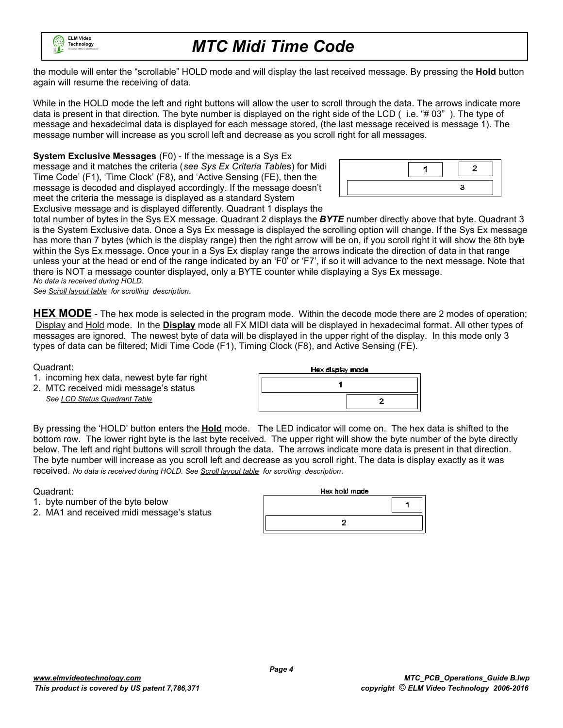the module will enter the "scrollable" HOLD mode and will display the last received message. By pressing the **Hold** button again will resume the receiving of data.

While in the HOLD mode the left and right buttons will allow the user to scroll through the data. The arrows indicate more data is present in that direction. The byte number is displayed on the right side of the LCD ( i.e. "# 03" ). The type of message and hexadecimal data is displayed for each message stored, (the last message received is message 1). The message number will increase as you scroll left and decrease as you scroll right for all messages.

**System Exclusive Messages** (F0) - If the message is a Sys Ex message and it matches the criteria (*see Sys Ex Criteria Table*s) for Midi Time Code' (F1), 'Time Clock' (F8), and 'Active Sensing (FE), then the message is decoded and displayed accordingly. If the message doesn't meet the criteria the message is displayed as a standard System Exclusive message and is displayed differently. Quadrant 1 displays the total number of bytes in the Sys EX message. Quadrant 2 displays the ***BYTE*** number directly above that byte. Quadrant 3 is the System Exclusive data. Once a Sys Ex message is displayed the scrolling option will change. If the Sys Ex message has more than 7 bytes (which is the display range) then the right arrow will be on, if you scroll right it will show the 8th byte within the Sys Ex message. Once your in a Sys Ex display range the arrows indicate the direction of data in that range unless your at the head or end of the range indicated by an 'F0' or 'F7', if so it will advance to the next message. Note that there is NOT a message counter displayed, only a BYTE counter while displaying a Sys Ex message.

*No data is received during HOLD.*

*See Scroll layout table for scrolling description.*

| | 1 | 2 |
|---|---|---|
| | 3 | |

## HEX MODE

**HEX MODE** - The hex mode is selected in the program mode. Within the decode mode there are 2 modes of operation; Display and Hold mode. In the **Display** mode all FX MIDI data will be displayed in hexadecimal format. All other types of messages are ignored. The newest byte of data will be displayed in the upper right of the display. In this mode only 3 types of data can be filtered; Midi Time Code (F1), Timing Clock (F8), and Active Sensing (FE).

Quadrant:

1. incoming hex data, newest byte far right
2. MTC received midi message's status
   *See LCD Status Quadrant Table*

Hex display mode

| 1 | |
|---|---|
| | 2 |

By pressing the 'HOLD' button enters the **Hold** mode. The LED indicator will come on. The hex data is shifted to the bottom row. The lower right byte is the last byte received. The upper right will show the byte number of the byte directly below. The left and right buttons will scroll through the data. The arrows indicate more data is present in that direction. The byte number will increase as you scroll left and decrease as you scroll right. The data is display exactly as it was received. *No data is received during HOLD. See Scroll layout table for scrolling description.*

Quadrant:

1. byte number of the byte below
2. MA1 and received midi message's status

Hex hold mode

| | 1 |
|---|---|
| 2 | |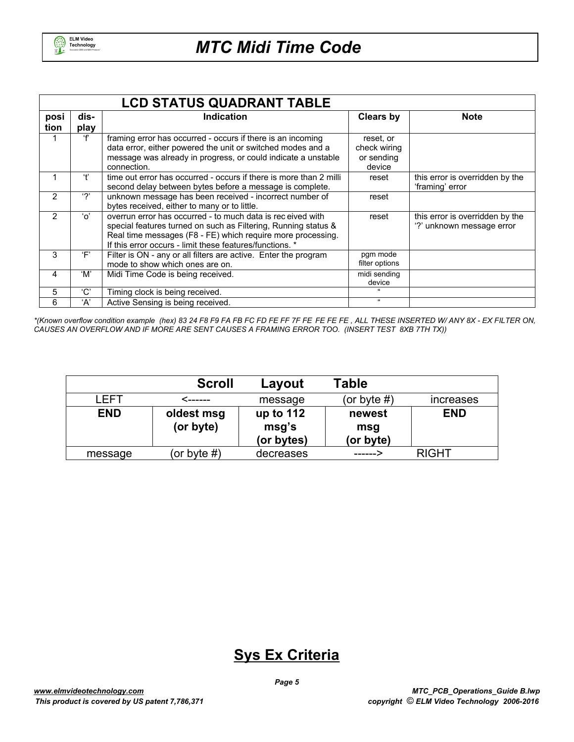| LCD STATUS QUADRANT TABLE | | | | |
|---|---|---|---|---|
| **position** | **display** | **Indication** | **Clears by** | **Note** |
| 1 | 'f' | framing error has occurred - occurs if there is an incoming data error, either powered the unit or switched modes and a message was already in progress, or could indicate a unstable connection. | reset, or check wiring or sending device | |
| 1 | 't' | time out error has occurred - occurs if there is more than 2 milli second delay between bytes before a message is complete. | reset | this error is overridden by the 'framing' error |
| 2 | '?' | unknown message has been received - incorrect number of bytes received, either to many or to little. | reset | |
| 2 | 'o' | overrun error has occurred - to much data is rec eived with special features turned on such as Filtering, Running status & Real time messages (F8 - FE) which require more processing. If this error occurs - limit these features/functions. * | reset | this error is overridden by the '?' unknown message error |
| 3 | 'F' | Filter is ON - any or all filters are active. Enter the program mode to show which ones are on. | pgm mode filter options | |
| 4 | 'M' | Midi Time Code is being received. | midi sending device | |
| 5 | 'C' | Timing clock is being received. | " | |
| 6 | 'A' | Active Sensing is being received. | " | |

*\*(Known overflow condition example (hex) 83 24 F8 F9 FA FB FC FD FE FF 7F FE FE FE FE , ALL THESE INSERTED W/ ANY 8X - EX FILTER ON, CAUSES AN OVERFLOW AND IF MORE ARE SENT CAUSES A FRAMING ERROR TOO. (INSERT TEST 8XB 7TH TX))*

| | Scroll | Layout | Table | |
|---|---|---|---|---|
| LEFT | <------ | message | (or byte #) | increases |
| **END** | **oldest msg (or byte)** | **up to 112 msg's (or bytes)** | **newest msg (or byte)** | **END** |
| message | (or byte #) | decreases | ------> | RIGHT |

## Sys Ex Criteria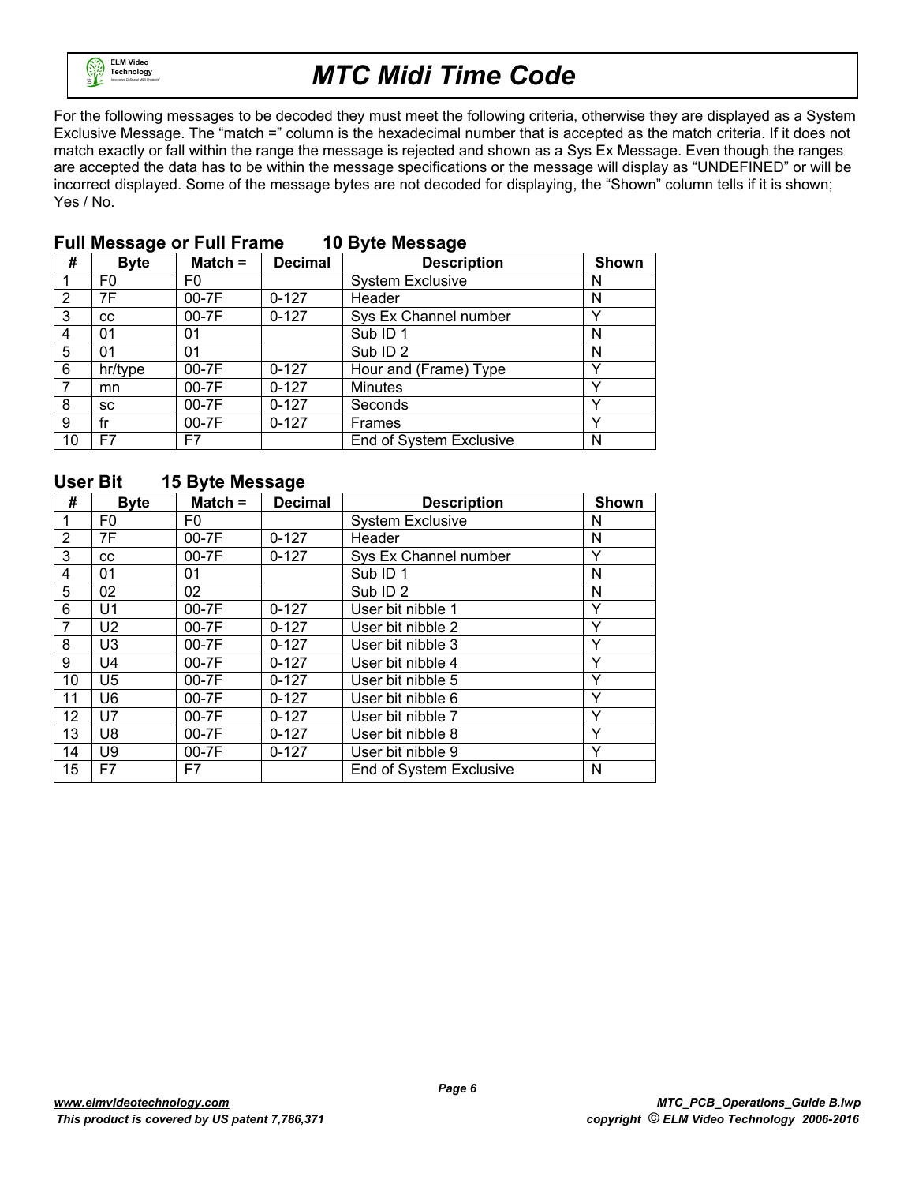# MTC Midi Time Code

For the following messages to be decoded they must meet the following criteria, otherwise they are displayed as a System Exclusive Message. The "match =" column is the hexadecimal number that is accepted as the match criteria. If it does not match exactly or fall within the range the message is rejected and shown as a Sys Ex Message. Even though the ranges are accepted the data has to be within the message specifications or the message will display as "UNDEFINED" or will be incorrect displayed. Some of the message bytes are not decoded for displaying, the "Shown" column tells if it is shown; Yes / No.

## Full Message or Full Frame      10 Byte Message

| # | Byte | Match = | Decimal | Description | Shown |
|---|---|---|---|---|---|
| 1 | F0 | F0 | | System Exclusive | N |
| 2 | 7F | 00-7F | 0-127 | Header | N |
| 3 | cc | 00-7F | 0-127 | Sys Ex Channel number | Y |
| 4 | 01 | 01 | | Sub ID 1 | N |
| 5 | 01 | 01 | | Sub ID 2 | N |
| 6 | hr/type | 00-7F | 0-127 | Hour and (Frame) Type | Y |
| 7 | mn | 00-7F | 0-127 | Minutes | Y |
| 8 | sc | 00-7F | 0-127 | Seconds | Y |
| 9 | fr | 00-7F | 0-127 | Frames | Y |
| 10 | F7 | F7 | | End of System Exclusive | N |

## User Bit      15 Byte Message

| # | Byte | Match = | Decimal | Description | Shown |
|---|---|---|---|---|---|
| 1 | F0 | F0 | | System Exclusive | N |
| 2 | 7F | 00-7F | 0-127 | Header | N |
| 3 | cc | 00-7F | 0-127 | Sys Ex Channel number | Y |
| 4 | 01 | 01 | | Sub ID 1 | N |
| 5 | 02 | 02 | | Sub ID 2 | N |
| 6 | U1 | 00-7F | 0-127 | User bit nibble 1 | Y |
| 7 | U2 | 00-7F | 0-127 | User bit nibble 2 | Y |
| 8 | U3 | 00-7F | 0-127 | User bit nibble 3 | Y |
| 9 | U4 | 00-7F | 0-127 | User bit nibble 4 | Y |
| 10 | U5 | 00-7F | 0-127 | User bit nibble 5 | Y |
| 11 | U6 | 00-7F | 0-127 | User bit nibble 6 | Y |
| 12 | U7 | 00-7F | 0-127 | User bit nibble 7 | Y |
| 13 | U8 | 00-7F | 0-127 | User bit nibble 8 | Y |
| 14 | U9 | 00-7F | 0-127 | User bit nibble 9 | Y |
| 15 | F7 | F7 | | End of System Exclusive | N |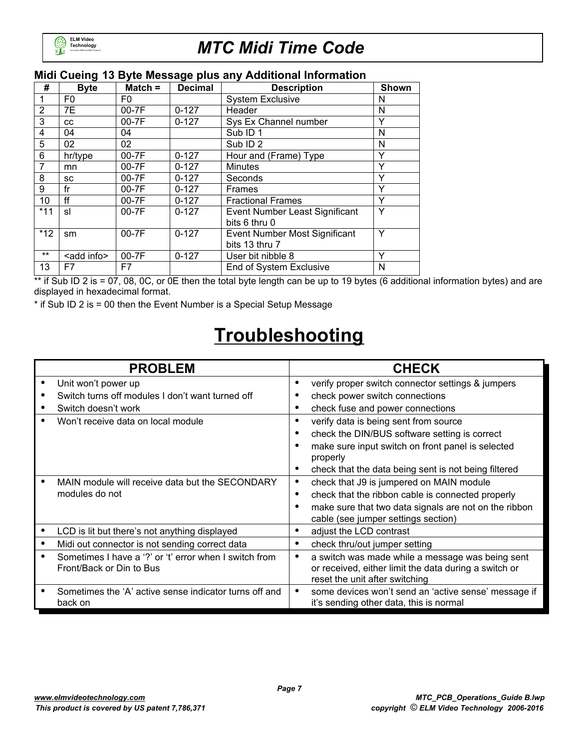### Midi Cueing 13 Byte Message plus any Additional Information

| # | Byte | Match = | Decimal | Description | Shown |
|---|---|---|---|---|---|
| 1 | F0 | F0 | | System Exclusive | N |
| 2 | 7E | 00-7F | 0-127 | Header | N |
| 3 | cc | 00-7F | 0-127 | Sys Ex Channel number | Y |
| 4 | 04 | 04 | | Sub ID 1 | N |
| 5 | 02 | 02 | | Sub ID 2 | N |
| 6 | hr/type | 00-7F | 0-127 | Hour and (Frame) Type | Y |
| 7 | mn | 00-7F | 0-127 | Minutes | Y |
| 8 | sc | 00-7F | 0-127 | Seconds | Y |
| 9 | fr | 00-7F | 0-127 | Frames | Y |
| 10 | ff | 00-7F | 0-127 | Fractional Frames | Y |
| *11 | sl | 00-7F | 0-127 | Event Number Least Significant bits 6 thru 0 | Y |
| *12 | sm | 00-7F | 0-127 | Event Number Most Significant bits 13 thru 7 | Y |
| ** | <add info> | 00-7F | 0-127 | User bit nibble 8 | Y |
| 13 | F7 | F7 | | End of System Exclusive | N |

** if Sub ID 2 is = 07, 08, 0C, or 0E then the total byte length can be up to 19 bytes (6 additional information bytes) and are displayed in hexadecimal format.

* if Sub ID 2 is = 00 then the Event Number is a Special Setup Message

# Troubleshooting

| PROBLEM | CHECK |
|---|---|
| • Unit won't power up<br>• Switch turns off modules I don't want turned off<br>• Switch doesn't work | • verify proper switch connector settings & jumpers<br>• check power switch connections<br>• check fuse and power connections |
| • Won't receive data on local module | • verify data is being sent from source<br>• check the DIN/BUS software setting is correct<br>• make sure input switch on front panel is selected properly<br>• check that the data being sent is not being filtered |
| • MAIN module will receive data but the SECONDARY modules do not | • check that J9 is jumpered on MAIN module<br>• check that the ribbon cable is connected properly<br>• make sure that two data signals are not on the ribbon cable (see jumper settings section) |
| • LCD is lit but there's not anything displayed | • adjust the LCD contrast |
| • Midi out connector is not sending correct data | • check thru/out jumper setting |
| • Sometimes I have a '?' or 't' error when I switch from Front/Back or Din to Bus | • a switch was made while a message was being sent or received, either limit the data during a switch or reset the unit after switching |
| • Sometimes the 'A' active sense indicator turns off and back on | • some devices won't send an 'active sense' message if it's sending other data, this is normal |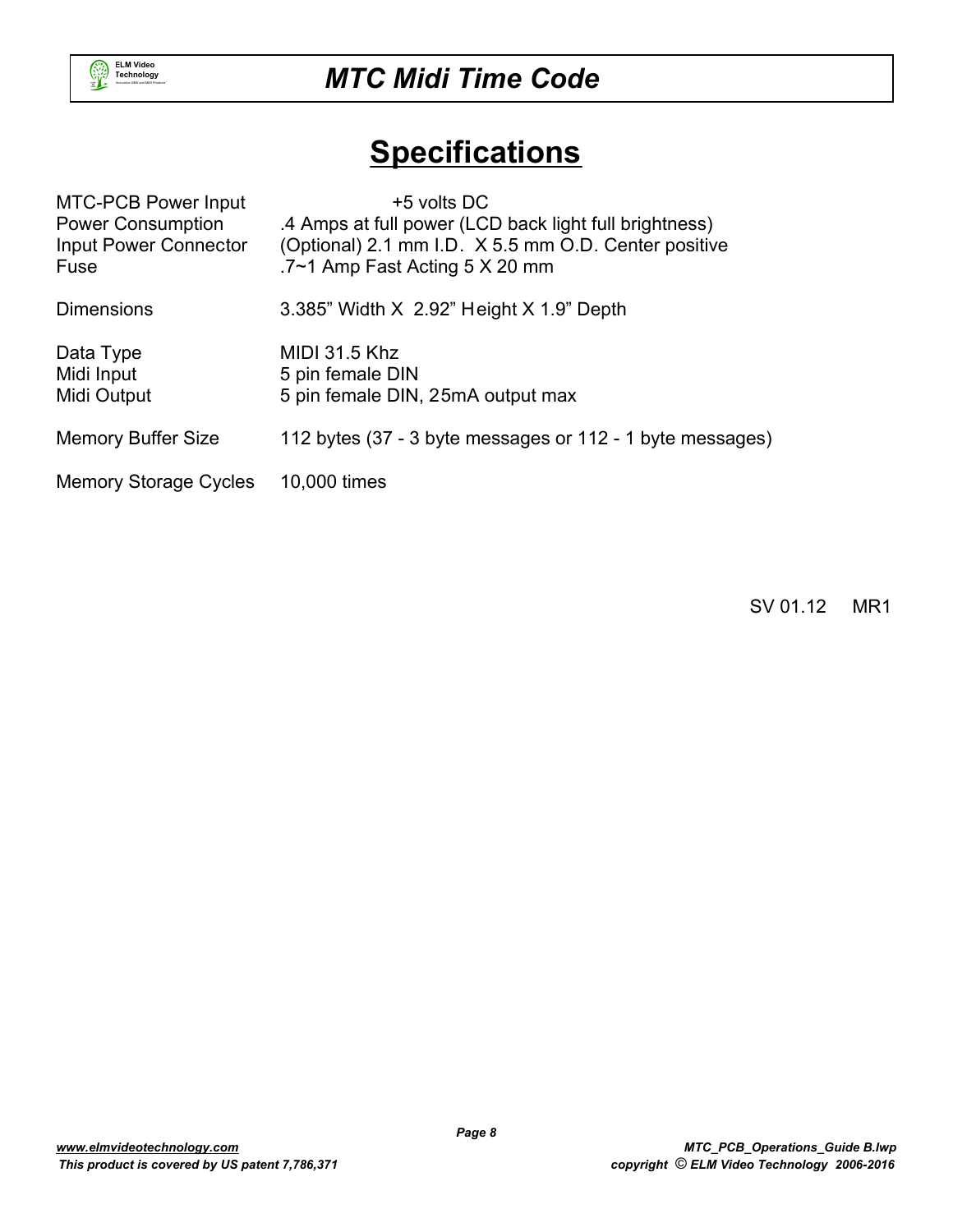## Specifications

| | |
|---|---|
| MTC-PCB Power Input | +5 volts DC |
| Power Consumption | .4 Amps at full power (LCD back light full brightness) |
| Input Power Connector | (Optional) 2.1 mm I.D. X 5.5 mm O.D. Center positive |
| Fuse | .7~1 Amp Fast Acting 5 X 20 mm |
| Dimensions | 3.385" Width X 2.92" Height X 1.9" Depth |
| Data Type | MIDI 31.5 Khz |
| Midi Input | 5 pin female DIN |
| Midi Output | 5 pin female DIN, 25mA output max |
| Memory Buffer Size | 112 bytes (37 - 3 byte messages or 112 - 1 byte messages) |
| Memory Storage Cycles | 10,000 times |

SV 01.12 MR1